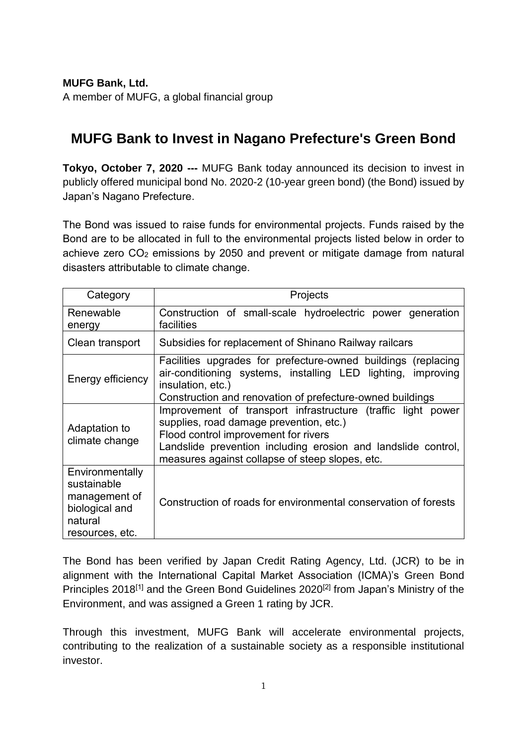**MUFG Bank, Ltd.**

A member of MUFG, a global financial group

# MUFG Bank to Invest in Nagano Prefecture's Green Bond

**Tokyo, October 7, 2020 ---** MUFG Bank today announced its decision to invest in publicly offered municipal bond No. 2020-2 (10-year green bond) (the Bond) issued by Japan's Nagano Prefecture.

The Bond was issued to raise funds for environmental projects. Funds raised by the Bond are to be allocated in full to the environmental projects listed below in order to achieve zero $CO_2$ emissions by 2050 and prevent or mitigate damage from natural disasters attributable to climate change.

| Category | Projects |
| --- | --- |
| Renewable energy | Construction of small-scale hydroelectric power generation facilities |
| Clean transport | Subsidies for replacement of Shinano Railway railcars |
| Energy efficiency | Facilities upgrades for prefecture-owned buildings (replacing air-conditioning systems, installing LED lighting, improving insulation, etc.)<br>Construction and renovation of prefecture-owned buildings |
| Adaptation to climate change | Improvement of transport infrastructure (traffic light power supplies, road damage prevention, etc.)<br>Flood control improvement for rivers<br>Landslide prevention including erosion and landslide control, measures against collapse of steep slopes, etc. |
| Environmentally sustainable management of biological and natural resources, etc. | Construction of roads for environmental conservation of forests |

The Bond has been verified by Japan Credit Rating Agency, Ltd. (JCR) to be in alignment with the International Capital Market Association (ICMA)'s Green Bond Principles 2018[1] and the Green Bond Guidelines 2020[2] from Japan's Ministry of the Environment, and was assigned a Green 1 rating by JCR.

Through this investment, MUFG Bank will accelerate environmental projects, contributing to the realization of a sustainable society as a responsible institutional investor.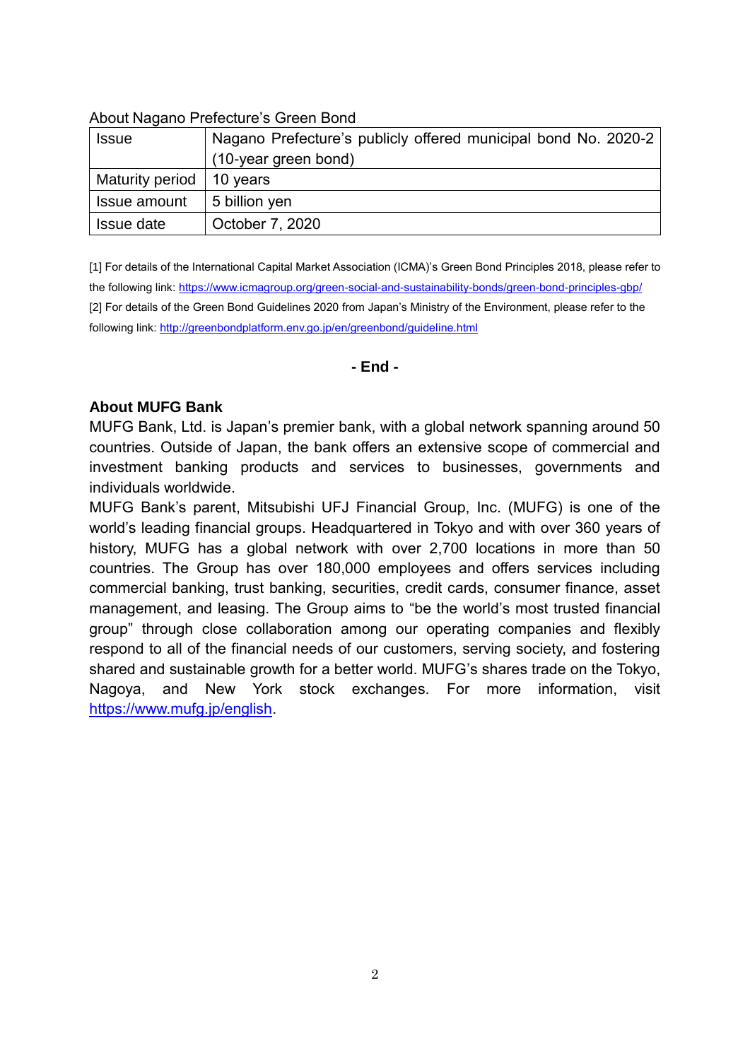About Nagano Prefecture's Green Bond

| | |
|---|---|
| Issue | Nagano Prefecture's publicly offered municipal bond No. 2020-2 (10-year green bond) |
| Maturity period | 10 years |
| Issue amount | 5 billion yen |
| Issue date | October 7, 2020 |

[1] For details of the International Capital Market Association (ICMA)'s Green Bond Principles 2018, please refer to the following link: https://www.icmagroup.org/green-social-and-sustainability-bonds/green-bond-principles-gbp/

[2] For details of the Green Bond Guidelines 2020 from Japan's Ministry of the Environment, please refer to the following link: http://greenbondplatform.env.go.jp/en/greenbond/guideline.html

**- End -**

**About MUFG Bank**

MUFG Bank, Ltd. is Japan's premier bank, with a global network spanning around 50 countries. Outside of Japan, the bank offers an extensive scope of commercial and investment banking products and services to businesses, governments and individuals worldwide.

MUFG Bank's parent, Mitsubishi UFJ Financial Group, Inc. (MUFG) is one of the world's leading financial groups. Headquartered in Tokyo and with over 360 years of history, MUFG has a global network with over 2,700 locations in more than 50 countries. The Group has over 180,000 employees and offers services including commercial banking, trust banking, securities, credit cards, consumer finance, asset management, and leasing. The Group aims to "be the world's most trusted financial group" through close collaboration among our operating companies and flexibly respond to all of the financial needs of our customers, serving society, and fostering shared and sustainable growth for a better world. MUFG's shares trade on the Tokyo, Nagoya, and New York stock exchanges. For more information, visit https://www.mufg.jp/english.